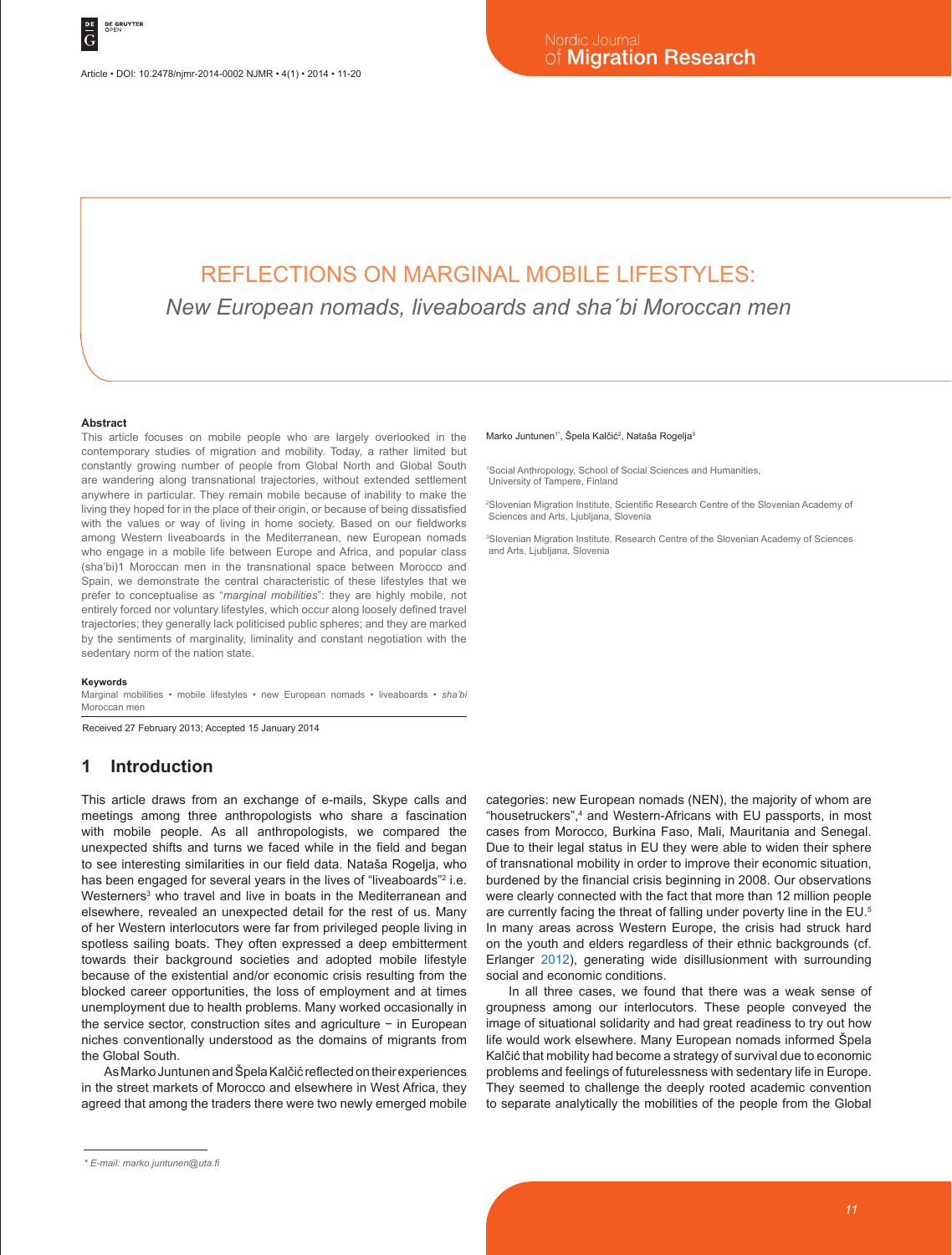# REFLECTIONS ON MARGINAL MOBILE LIFESTYLES:

*New European nomads, liveaboards and sha´bi Moroccan men*

Marko Juntunen[1*], Špela Kalčić[2], Nataša Rogelja[3]

[1]Social Anthropology, School of Social Sciences and Humanities, University of Tampere, Finland

[2]Slovenian Migration Institute, Scientific Research Centre of the Slovenian Academy of Sciences and Arts, Ljubljana, Slovenia

[3]Slovenian Migration Institute, Research Centre of the Slovenian Academy of Sciences and Arts, Ljubljana, Slovenia

**Abstract**

This article focuses on mobile people who are largely overlooked in the contemporary studies of migration and mobility. Today, a rather limited but constantly growing number of people from Global North and Global South are wandering along transnational trajectories, without extended settlement anywhere in particular. They remain mobile because of inability to make the living they hoped for in the place of their origin, or because of being dissatisfied with the values or way of living in home society. Based on our fieldworks among Western liveaboards in the Mediterranean, new European nomads who engage in a mobile life between Europe and Africa, and popular class (sha'bi)1 Moroccan men in the transnational space between Morocco and Spain, we demonstrate the central characteristic of these lifestyles that we prefer to conceptualise as "*marginal mobilities*": they are highly mobile, not entirely forced nor voluntary lifestyles, which occur along loosely defined travel trajectories; they generally lack politicised public spheres; and they are marked by the sentiments of marginality, liminality and constant negotiation with the sedentary norm of the nation state.

**Keywords**

Marginal mobilities • mobile lifestyles • new European nomads • liveaboards • *sha'bi* Moroccan men

Received 27 February 2013; Accepted 15 January 2014

## 1 Introduction

This article draws from an exchange of e-mails, Skype calls and meetings among three anthropologists who share a fascination with mobile people. As all anthropologists, we compared the unexpected shifts and turns we faced while in the field and began to see interesting similarities in our field data. Nataša Rogelja, who has been engaged for several years in the lives of "liveaboards"[2] i.e. Westerners[3] who travel and live in boats in the Mediterranean and elsewhere, revealed an unexpected detail for the rest of us. Many of her Western interlocutors were far from privileged people living in spotless sailing boats. They often expressed a deep embitterment towards their background societies and adopted mobile lifestyle because of the existential and/or economic crisis resulting from the blocked career opportunities, the loss of employment and at times unemployment due to health problems. Many worked occasionally in the service sector, construction sites and agriculture − in European niches conventionally understood as the domains of migrants from the Global South.

As Marko Juntunen and Špela Kalčić reflected on their experiences in the street markets of Morocco and elsewhere in West Africa, they agreed that among the traders there were two newly emerged mobile categories: new European nomads (NEN), the majority of whom are "housetruckers",[4] and Western-Africans with EU passports, in most cases from Morocco, Burkina Faso, Mali, Mauritania and Senegal. Due to their legal status in EU they were able to widen their sphere of transnational mobility in order to improve their economic situation, burdened by the financial crisis beginning in 2008. Our observations were clearly connected with the fact that more than 12 million people are currently facing the threat of falling under poverty line in the EU.[5] In many areas across Western Europe, the crisis had struck hard on the youth and elders regardless of their ethnic backgrounds (cf. Erlanger 2012), generating wide disillusionment with surrounding social and economic conditions.

In all three cases, we found that there was a weak sense of groupness among our interlocutors. These people conveyed the image of situational solidarity and had great readiness to try out how life would work elsewhere. Many European nomads informed Špela Kalčić that mobility had become a strategy of survival due to economic problems and feelings of futurelessness with sedentary life in Europe. They seemed to challenge the deeply rooted academic convention to separate analytically the mobilities of the people from the Global

\* E-mail: marko.juntunen@uta.fi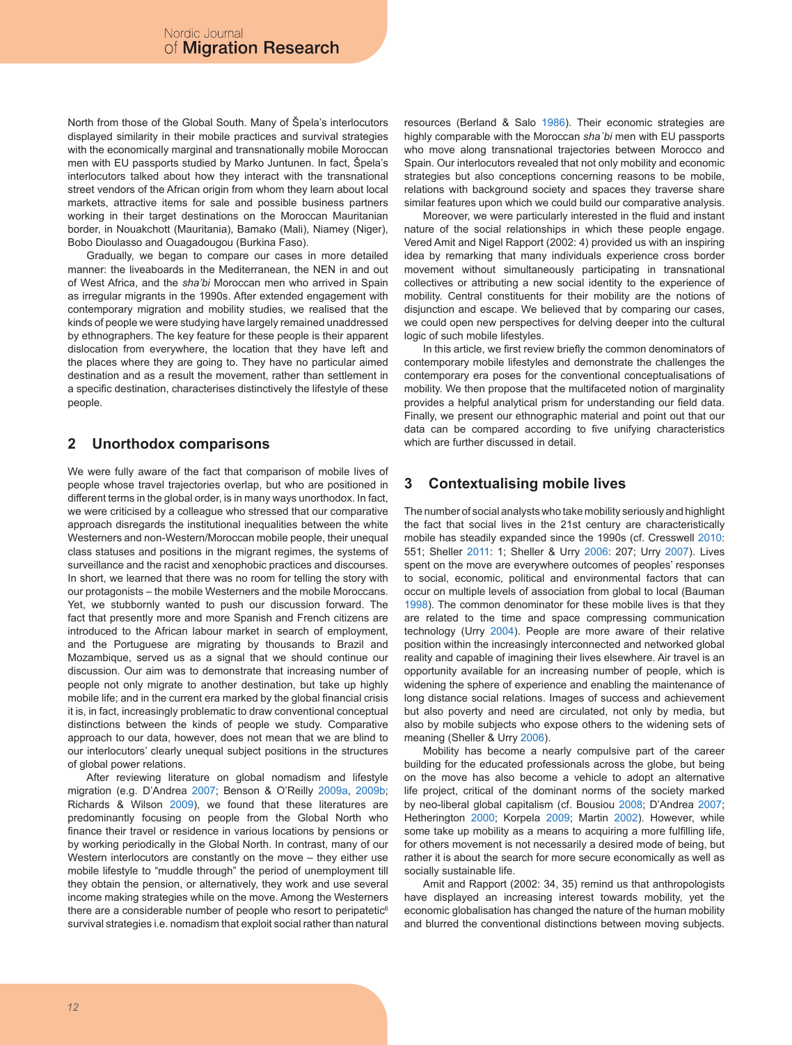North from those of the Global South. Many of Špela's interlocutors displayed similarity in their mobile practices and survival strategies with the economically marginal and transnationally mobile Moroccan men with EU passports studied by Marko Juntunen. In fact, Špela's interlocutors talked about how they interact with the transnational street vendors of the African origin from whom they learn about local markets, attractive items for sale and possible business partners working in their target destinations on the Moroccan Mauritanian border, in Nouakchott (Mauritania), Bamako (Mali), Niamey (Niger), Bobo Dioulasso and Ouagadougou (Burkina Faso).

Gradually, we began to compare our cases in more detailed manner: the liveaboards in the Mediterranean, the NEN in and out of West Africa, and the *sha'bi* Moroccan men who arrived in Spain as irregular migrants in the 1990s. After extended engagement with contemporary migration and mobility studies, we realised that the kinds of people we were studying have largely remained unaddressed by ethnographers. The key feature for these people is their apparent dislocation from everywhere, the location that they have left and the places where they are going to. They have no particular aimed destination and as a result the movement, rather than settlement in a specific destination, characterises distinctively the lifestyle of these people.

## 2 Unorthodox comparisons

We were fully aware of the fact that comparison of mobile lives of people whose travel trajectories overlap, but who are positioned in different terms in the global order, is in many ways unorthodox. In fact, we were criticised by a colleague who stressed that our comparative approach disregards the institutional inequalities between the white Westerners and non-Western/Moroccan mobile people, their unequal class statuses and positions in the migrant regimes, the systems of surveillance and the racist and xenophobic practices and discourses. In short, we learned that there was no room for telling the story with our protagonists – the mobile Westerners and the mobile Moroccans. Yet, we stubbornly wanted to push our discussion forward. The fact that presently more and more Spanish and French citizens are introduced to the African labour market in search of employment, and the Portuguese are migrating by thousands to Brazil and Mozambique, served us as a signal that we should continue our discussion. Our aim was to demonstrate that increasing number of people not only migrate to another destination, but take up highly mobile life; and in the current era marked by the global financial crisis it is, in fact, increasingly problematic to draw conventional conceptual distinctions between the kinds of people we study. Comparative approach to our data, however, does not mean that we are blind to our interlocutors' clearly unequal subject positions in the structures of global power relations.

After reviewing literature on global nomadism and lifestyle migration (e.g. D'Andrea 2007; Benson & O'Reilly 2009a, 2009b; Richards & Wilson 2009), we found that these literatures are predominantly focusing on people from the Global North who finance their travel or residence in various locations by pensions or by working periodically in the Global North. In contrast, many of our Western interlocutors are constantly on the move – they either use mobile lifestyle to "muddle through" the period of unemployment till they obtain the pension, or alternatively, they work and use several income making strategies while on the move. Among the Westerners there are a considerable number of people who resort to peripatetic[6] survival strategies i.e. nomadism that exploit social rather than natural resources (Berland & Salo 1986). Their economic strategies are highly comparable with the Moroccan *sha´bi* men with EU passports who move along transnational trajectories between Morocco and Spain. Our interlocutors revealed that not only mobility and economic strategies but also conceptions concerning reasons to be mobile, relations with background society and spaces they traverse share similar features upon which we could build our comparative analysis.

Moreover, we were particularly interested in the fluid and instant nature of the social relationships in which these people engage. Vered Amit and Nigel Rapport (2002: 4) provided us with an inspiring idea by remarking that many individuals experience cross border movement without simultaneously participating in transnational collectives or attributing a new social identity to the experience of mobility. Central constituents for their mobility are the notions of disjunction and escape. We believed that by comparing our cases, we could open new perspectives for delving deeper into the cultural logic of such mobile lifestyles.

In this article, we first review briefly the common denominators of contemporary mobile lifestyles and demonstrate the challenges the contemporary era poses for the conventional conceptualisations of mobility. We then propose that the multifaceted notion of marginality provides a helpful analytical prism for understanding our field data. Finally, we present our ethnographic material and point out that our data can be compared according to five unifying characteristics which are further discussed in detail.

## 3 Contextualising mobile lives

The number of social analysts who take mobility seriously and highlight the fact that social lives in the 21st century are characteristically mobile has steadily expanded since the 1990s (cf. Cresswell 2010: 551; Sheller 2011: 1; Sheller & Urry 2006: 207; Urry 2007). Lives spent on the move are everywhere outcomes of peoples' responses to social, economic, political and environmental factors that can occur on multiple levels of association from global to local (Bauman 1998). The common denominator for these mobile lives is that they are related to the time and space compressing communication technology (Urry 2004). People are more aware of their relative position within the increasingly interconnected and networked global reality and capable of imagining their lives elsewhere. Air travel is an opportunity available for an increasing number of people, which is widening the sphere of experience and enabling the maintenance of long distance social relations. Images of success and achievement but also poverty and need are circulated, not only by media, but also by mobile subjects who expose others to the widening sets of meaning (Sheller & Urry 2006).

Mobility has become a nearly compulsive part of the career building for the educated professionals across the globe, but being on the move has also become a vehicle to adopt an alternative life project, critical of the dominant norms of the society marked by neo-liberal global capitalism (cf. Bousiou 2008; D'Andrea 2007; Hetherington 2000; Korpela 2009; Martin 2002). However, while some take up mobility as a means to acquiring a more fulfilling life, for others movement is not necessarily a desired mode of being, but rather it is about the search for more secure economically as well as socially sustainable life.

Amit and Rapport (2002: 34, 35) remind us that anthropologists have displayed an increasing interest towards mobility, yet the economic globalisation has changed the nature of the human mobility and blurred the conventional distinctions between moving subjects.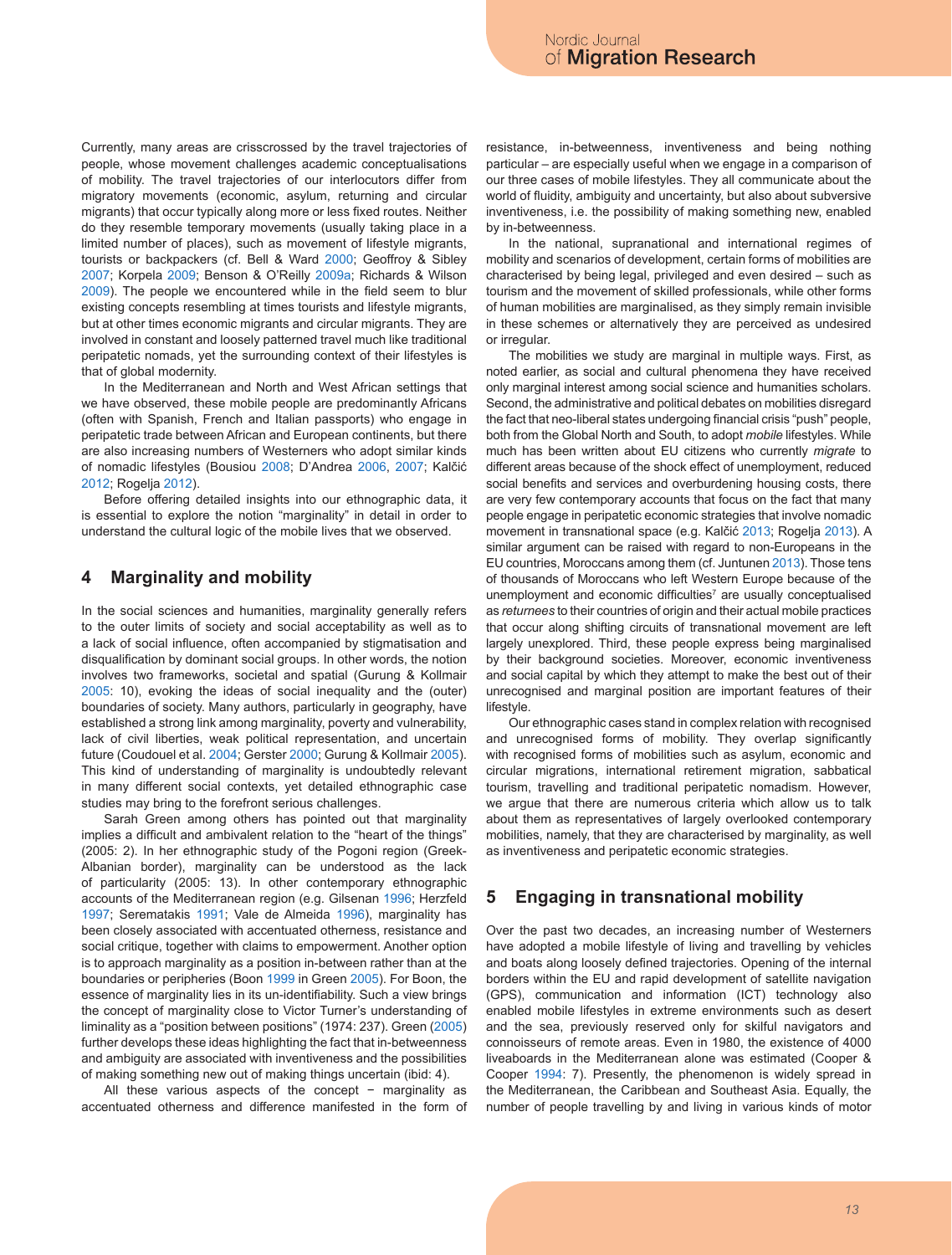Currently, many areas are crisscrossed by the travel trajectories of people, whose movement challenges academic conceptualisations of mobility. The travel trajectories of our interlocutors differ from migratory movements (economic, asylum, returning and circular migrants) that occur typically along more or less fixed routes. Neither do they resemble temporary movements (usually taking place in a limited number of places), such as movement of lifestyle migrants, tourists or backpackers (cf. Bell & Ward 2000; Geoffroy & Sibley 2007; Korpela 2009; Benson & O'Reilly 2009a; Richards & Wilson 2009). The people we encountered while in the field seem to blur existing concepts resembling at times tourists and lifestyle migrants, but at other times economic migrants and circular migrants. They are involved in constant and loosely patterned travel much like traditional peripatetic nomads, yet the surrounding context of their lifestyles is that of global modernity.

In the Mediterranean and North and West African settings that we have observed, these mobile people are predominantly Africans (often with Spanish, French and Italian passports) who engage in peripatetic trade between African and European continents, but there are also increasing numbers of Westerners who adopt similar kinds of nomadic lifestyles (Bousiou 2008; D'Andrea 2006, 2007; Kalčić 2012; Rogelja 2012).

Before offering detailed insights into our ethnographic data, it is essential to explore the notion "marginality" in detail in order to understand the cultural logic of the mobile lives that we observed.

## 4 Marginality and mobility

In the social sciences and humanities, marginality generally refers to the outer limits of society and social acceptability as well as to a lack of social influence, often accompanied by stigmatisation and disqualification by dominant social groups. In other words, the notion involves two frameworks, societal and spatial (Gurung & Kollmair 2005: 10), evoking the ideas of social inequality and the (outer) boundaries of society. Many authors, particularly in geography, have established a strong link among marginality, poverty and vulnerability, lack of civil liberties, weak political representation, and uncertain future (Coudouel et al. 2004; Gerster 2000; Gurung & Kollmair 2005). This kind of understanding of marginality is undoubtedly relevant in many different social contexts, yet detailed ethnographic case studies may bring to the forefront serious challenges.

Sarah Green among others has pointed out that marginality implies a difficult and ambivalent relation to the "heart of the things" (2005: 2). In her ethnographic study of the Pogoni region (Greek-Albanian border), marginality can be understood as the lack of particularity (2005: 13). In other contemporary ethnographic accounts of the Mediterranean region (e.g. Gilsenan 1996; Herzfeld 1997; Seremetakis 1991; Vale de Almeida 1996), marginality has been closely associated with accentuated otherness, resistance and social critique, together with claims to empowerment. Another option is to approach marginality as a position in-between rather than at the boundaries or peripheries (Boon 1999 in Green 2005). For Boon, the essence of marginality lies in its un-identifiability. Such a view brings the concept of marginality close to Victor Turner's understanding of liminality as a "position between positions" (1974: 237). Green (2005) further develops these ideas highlighting the fact that in-betweenness and ambiguity are associated with inventiveness and the possibilities of making something new out of making things uncertain (ibid: 4).

All these various aspects of the concept − marginality as accentuated otherness and difference manifested in the form of resistance, in-betweenness, inventiveness and being nothing particular – are especially useful when we engage in a comparison of our three cases of mobile lifestyles. They all communicate about the world of fluidity, ambiguity and uncertainty, but also about subversive inventiveness, i.e. the possibility of making something new, enabled by in-betweenness.

In the national, supranational and international regimes of mobility and scenarios of development, certain forms of mobilities are characterised by being legal, privileged and even desired – such as tourism and the movement of skilled professionals, while other forms of human mobilities are marginalised, as they simply remain invisible in these schemes or alternatively they are perceived as undesired or irregular.

The mobilities we study are marginal in multiple ways. First, as noted earlier, as social and cultural phenomena they have received only marginal interest among social science and humanities scholars. Second, the administrative and political debates on mobilities disregard the fact that neo-liberal states undergoing financial crisis "push" people, both from the Global North and South, to adopt *mobile* lifestyles. While much has been written about EU citizens who currently *migrate* to different areas because of the shock effect of unemployment, reduced social benefits and services and overburdening housing costs, there are very few contemporary accounts that focus on the fact that many people engage in peripatetic economic strategies that involve nomadic movement in transnational space (e.g. Kalčić 2013; Rogelja 2013). A similar argument can be raised with regard to non-Europeans in the EU countries, Moroccans among them (cf. Juntunen 2013). Those tens of thousands of Moroccans who left Western Europe because of the unemployment and economic difficulties[7] are usually conceptualised as *returnees* to their countries of origin and their actual mobile practices that occur along shifting circuits of transnational movement are left largely unexplored. Third, these people express being marginalised by their background societies. Moreover, economic inventiveness and social capital by which they attempt to make the best out of their unrecognised and marginal position are important features of their lifestyle.

Our ethnographic cases stand in complex relation with recognised and unrecognised forms of mobility. They overlap significantly with recognised forms of mobilities such as asylum, economic and circular migrations, international retirement migration, sabbatical tourism, travelling and traditional peripatetic nomadism. However, we argue that there are numerous criteria which allow us to talk about them as representatives of largely overlooked contemporary mobilities, namely, that they are characterised by marginality, as well as inventiveness and peripatetic economic strategies.

## 5 Engaging in transnational mobility

Over the past two decades, an increasing number of Westerners have adopted a mobile lifestyle of living and travelling by vehicles and boats along loosely defined trajectories. Opening of the internal borders within the EU and rapid development of satellite navigation (GPS), communication and information (ICT) technology also enabled mobile lifestyles in extreme environments such as desert and the sea, previously reserved only for skilful navigators and connoisseurs of remote areas. Even in 1980, the existence of 4000 liveaboards in the Mediterranean alone was estimated (Cooper & Cooper 1994: 7). Presently, the phenomenon is widely spread in the Mediterranean, the Caribbean and Southeast Asia. Equally, the number of people travelling by and living in various kinds of motor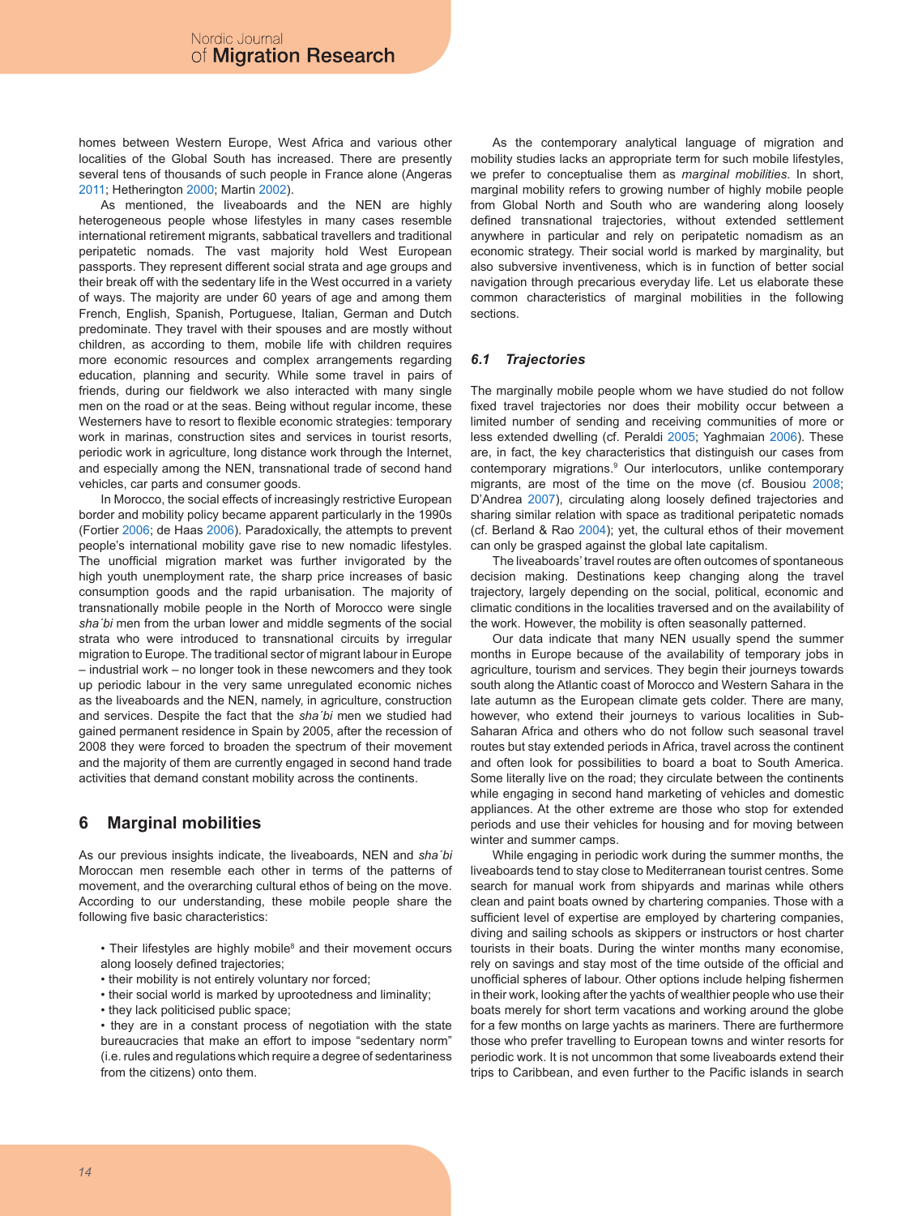homes between Western Europe, West Africa and various other localities of the Global South has increased. There are presently several tens of thousands of such people in France alone (Angeras 2011; Hetherington 2000; Martin 2002).

As mentioned, the liveaboards and the NEN are highly heterogeneous people whose lifestyles in many cases resemble international retirement migrants, sabbatical travellers and traditional peripatetic nomads. The vast majority hold West European passports. They represent different social strata and age groups and their break off with the sedentary life in the West occurred in a variety of ways. The majority are under 60 years of age and among them French, English, Spanish, Portuguese, Italian, German and Dutch predominate. They travel with their spouses and are mostly without children, as according to them, mobile life with children requires more economic resources and complex arrangements regarding education, planning and security. While some travel in pairs of friends, during our fieldwork we also interacted with many single men on the road or at the seas. Being without regular income, these Westerners have to resort to flexible economic strategies: temporary work in marinas, construction sites and services in tourist resorts, periodic work in agriculture, long distance work through the Internet, and especially among the NEN, transnational trade of second hand vehicles, car parts and consumer goods.

In Morocco, the social effects of increasingly restrictive European border and mobility policy became apparent particularly in the 1990s (Fortier 2006; de Haas 2006). Paradoxically, the attempts to prevent people's international mobility gave rise to new nomadic lifestyles. The unofficial migration market was further invigorated by the high youth unemployment rate, the sharp price increases of basic consumption goods and the rapid urbanisation. The majority of transnationally mobile people in the North of Morocco were single *sha´bi* men from the urban lower and middle segments of the social strata who were introduced to transnational circuits by irregular migration to Europe. The traditional sector of migrant labour in Europe – industrial work – no longer took in these newcomers and they took up periodic labour in the very same unregulated economic niches as the liveaboards and the NEN, namely, in agriculture, construction and services. Despite the fact that the *sha´bi* men we studied had gained permanent residence in Spain by 2005, after the recession of 2008 they were forced to broaden the spectrum of their movement and the majority of them are currently engaged in second hand trade activities that demand constant mobility across the continents.

## 6 Marginal mobilities

As our previous insights indicate, the liveaboards, NEN and *sha´bi* Moroccan men resemble each other in terms of the patterns of movement, and the overarching cultural ethos of being on the move. According to our understanding, these mobile people share the following five basic characteristics:

- Their lifestyles are highly mobile[8] and their movement occurs along loosely defined trajectories;
- their mobility is not entirely voluntary nor forced;
- their social world is marked by uprootedness and liminality;
- they lack politicised public space;
- they are in a constant process of negotiation with the state bureaucracies that make an effort to impose "sedentary norm" (i.e. rules and regulations which require a degree of sedentariness from the citizens) onto them.

As the contemporary analytical language of migration and mobility studies lacks an appropriate term for such mobile lifestyles, we prefer to conceptualise them as *marginal mobilities*. In short, marginal mobility refers to growing number of highly mobile people from Global North and South who are wandering along loosely defined transnational trajectories, without extended settlement anywhere in particular and rely on peripatetic nomadism as an economic strategy. Their social world is marked by marginality, but also subversive inventiveness, which is in function of better social navigation through precarious everyday life. Let us elaborate these common characteristics of marginal mobilities in the following sections.

### *6.1 Trajectories*

The marginally mobile people whom we have studied do not follow fixed travel trajectories nor does their mobility occur between a limited number of sending and receiving communities of more or less extended dwelling (cf. Peraldi 2005; Yaghmaian 2006). These are, in fact, the key characteristics that distinguish our cases from contemporary migrations.[9] Our interlocutors, unlike contemporary migrants, are most of the time on the move (cf. Bousiou 2008; D'Andrea 2007), circulating along loosely defined trajectories and sharing similar relation with space as traditional peripatetic nomads (cf. Berland & Rao 2004); yet, the cultural ethos of their movement can only be grasped against the global late capitalism.

The liveaboards' travel routes are often outcomes of spontaneous decision making. Destinations keep changing along the travel trajectory, largely depending on the social, political, economic and climatic conditions in the localities traversed and on the availability of the work. However, the mobility is often seasonally patterned.

Our data indicate that many NEN usually spend the summer months in Europe because of the availability of temporary jobs in agriculture, tourism and services. They begin their journeys towards south along the Atlantic coast of Morocco and Western Sahara in the late autumn as the European climate gets colder. There are many, however, who extend their journeys to various localities in Sub-Saharan Africa and others who do not follow such seasonal travel routes but stay extended periods in Africa, travel across the continent and often look for possibilities to board a boat to South America. Some literally live on the road; they circulate between the continents while engaging in second hand marketing of vehicles and domestic appliances. At the other extreme are those who stop for extended periods and use their vehicles for housing and for moving between winter and summer camps.

While engaging in periodic work during the summer months, the liveaboards tend to stay close to Mediterranean tourist centres. Some search for manual work from shipyards and marinas while others clean and paint boats owned by chartering companies. Those with a sufficient level of expertise are employed by chartering companies, diving and sailing schools as skippers or instructors or host charter tourists in their boats. During the winter months many economise, rely on savings and stay most of the time outside of the official and unofficial spheres of labour. Other options include helping fishermen in their work, looking after the yachts of wealthier people who use their boats merely for short term vacations and working around the globe for a few months on large yachts as mariners. There are furthermore those who prefer travelling to European towns and winter resorts for periodic work. It is not uncommon that some liveaboards extend their trips to Caribbean, and even further to the Pacific islands in search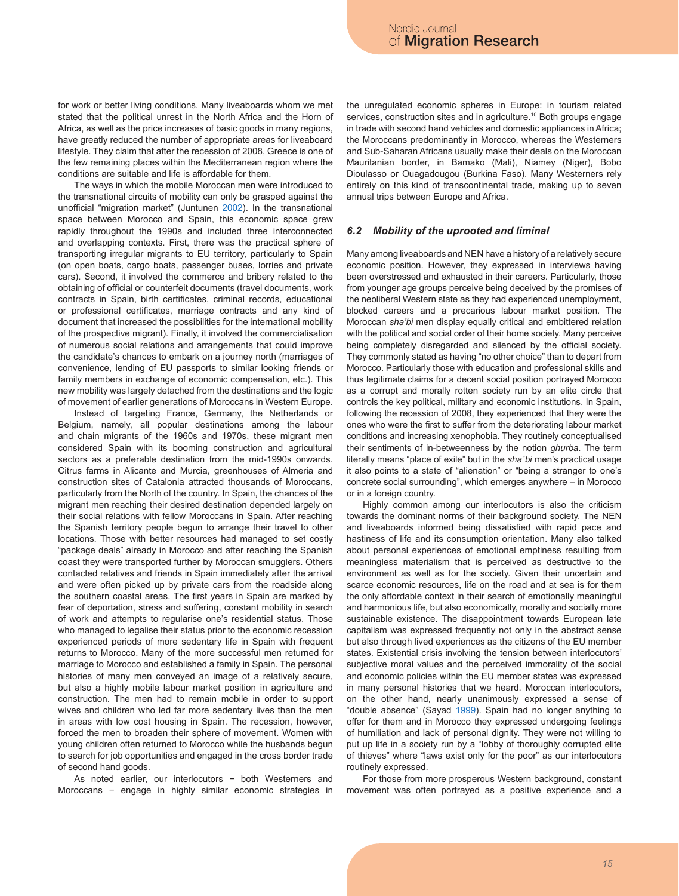for work or better living conditions. Many liveaboards whom we met stated that the political unrest in the North Africa and the Horn of Africa, as well as the price increases of basic goods in many regions, have greatly reduced the number of appropriate areas for liveaboard lifestyle. They claim that after the recession of 2008, Greece is one of the few remaining places within the Mediterranean region where the conditions are suitable and life is affordable for them.

The ways in which the mobile Moroccan men were introduced to the transnational circuits of mobility can only be grasped against the unofficial "migration market" (Juntunen 2002). In the transnational space between Morocco and Spain, this economic space grew rapidly throughout the 1990s and included three interconnected and overlapping contexts. First, there was the practical sphere of transporting irregular migrants to EU territory, particularly to Spain (on open boats, cargo boats, passenger buses, lorries and private cars). Second, it involved the commerce and bribery related to the obtaining of official or counterfeit documents (travel documents, work contracts in Spain, birth certificates, criminal records, educational or professional certificates, marriage contracts and any kind of document that increased the possibilities for the international mobility of the prospective migrant). Finally, it involved the commercialisation of numerous social relations and arrangements that could improve the candidate's chances to embark on a journey north (marriages of convenience, lending of EU passports to similar looking friends or family members in exchange of economic compensation, etc.). This new mobility was largely detached from the destinations and the logic of movement of earlier generations of Moroccans in Western Europe.

Instead of targeting France, Germany, the Netherlands or Belgium, namely, all popular destinations among the labour and chain migrants of the 1960s and 1970s, these migrant men considered Spain with its booming construction and agricultural sectors as a preferable destination from the mid-1990s onwards. Citrus farms in Alicante and Murcia, greenhouses of Almeria and construction sites of Catalonia attracted thousands of Moroccans, particularly from the North of the country. In Spain, the chances of the migrant men reaching their desired destination depended largely on their social relations with fellow Moroccans in Spain. After reaching the Spanish territory people begun to arrange their travel to other locations. Those with better resources had managed to set costly "package deals" already in Morocco and after reaching the Spanish coast they were transported further by Moroccan smugglers. Others contacted relatives and friends in Spain immediately after the arrival and were often picked up by private cars from the roadside along the southern coastal areas. The first years in Spain are marked by fear of deportation, stress and suffering, constant mobility in search of work and attempts to regularise one's residential status. Those who managed to legalise their status prior to the economic recession experienced periods of more sedentary life in Spain with frequent returns to Morocco. Many of the more successful men returned for marriage to Morocco and established a family in Spain. The personal histories of many men conveyed an image of a relatively secure, but also a highly mobile labour market position in agriculture and construction. The men had to remain mobile in order to support wives and children who led far more sedentary lives than the men in areas with low cost housing in Spain. The recession, however, forced the men to broaden their sphere of movement. Women with young children often returned to Morocco while the husbands begun to search for job opportunities and engaged in the cross border trade of second hand goods.

As noted earlier, our interlocutors − both Westerners and Moroccans − engage in highly similar economic strategies in the unregulated economic spheres in Europe: in tourism related services, construction sites and in agriculture.[10] Both groups engage in trade with second hand vehicles and domestic appliances in Africa; the Moroccans predominantly in Morocco, whereas the Westerners and Sub-Saharan Africans usually make their deals on the Moroccan Mauritanian border, in Bamako (Mali), Niamey (Niger), Bobo Dioulasso or Ouagadougou (Burkina Faso). Many Westerners rely entirely on this kind of transcontinental trade, making up to seven annual trips between Europe and Africa.

### *6.2 Mobility of the uprooted and liminal*

Many among liveaboards and NEN have a history of a relatively secure economic position. However, they expressed in interviews having been overstressed and exhausted in their careers. Particularly, those from younger age groups perceive being deceived by the promises of the neoliberal Western state as they had experienced unemployment, blocked careers and a precarious labour market position. The Moroccan *sha'bi* men display equally critical and embittered relation with the political and social order of their home society. Many perceive being completely disregarded and silenced by the official society. They commonly stated as having "no other choice" than to depart from Morocco. Particularly those with education and professional skills and thus legitimate claims for a decent social position portrayed Morocco as a corrupt and morally rotten society run by an elite circle that controls the key political, military and economic institutions. In Spain, following the recession of 2008, they experienced that they were the ones who were the first to suffer from the deteriorating labour market conditions and increasing xenophobia. They routinely conceptualised their sentiments of in-betweenness by the notion *ghurba*. The term literally means "place of exile" but in the *sha´bi* men's practical usage it also points to a state of "alienation" or "being a stranger to one's concrete social surrounding", which emerges anywhere – in Morocco or in a foreign country.

Highly common among our interlocutors is also the criticism towards the dominant norms of their background society. The NEN and liveaboards informed being dissatisfied with rapid pace and hastiness of life and its consumption orientation. Many also talked about personal experiences of emotional emptiness resulting from meaningless materialism that is perceived as destructive to the environment as well as for the society. Given their uncertain and scarce economic resources, life on the road and at sea is for them the only affordable context in their search of emotionally meaningful and harmonious life, but also economically, morally and socially more sustainable existence. The disappointment towards European late capitalism was expressed frequently not only in the abstract sense but also through lived experiences as the citizens of the EU member states. Existential crisis involving the tension between interlocutors' subjective moral values and the perceived immorality of the social and economic policies within the EU member states was expressed in many personal histories that we heard. Moroccan interlocutors, on the other hand, nearly unanimously expressed a sense of "double absence" (Sayad 1999). Spain had no longer anything to offer for them and in Morocco they expressed undergoing feelings of humiliation and lack of personal dignity. They were not willing to put up life in a society run by a "lobby of thoroughly corrupted elite of thieves" where "laws exist only for the poor" as our interlocutors routinely expressed.

For those from more prosperous Western background, constant movement was often portrayed as a positive experience and a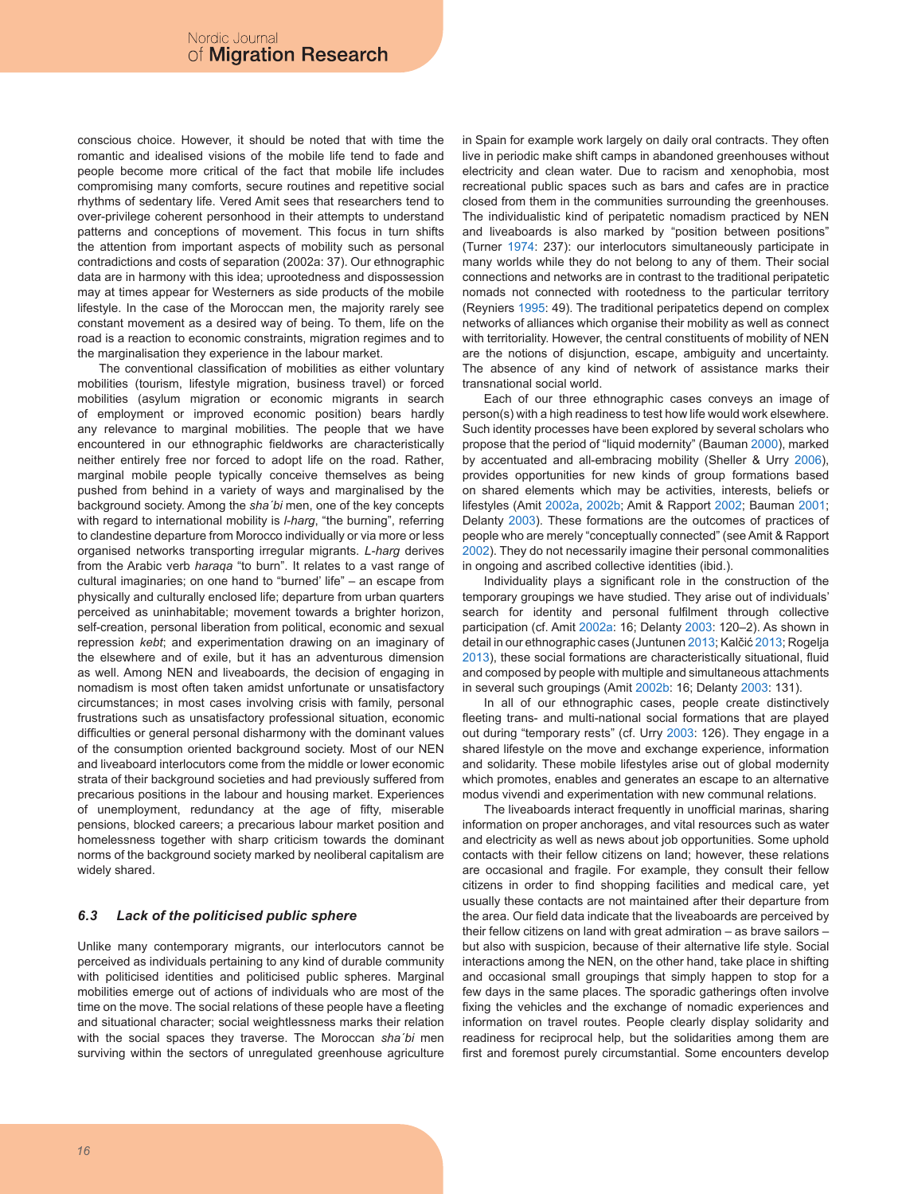conscious choice. However, it should be noted that with time the romantic and idealised visions of the mobile life tend to fade and people become more critical of the fact that mobile life includes compromising many comforts, secure routines and repetitive social rhythms of sedentary life. Vered Amit sees that researchers tend to over-privilege coherent personhood in their attempts to understand patterns and conceptions of movement. This focus in turn shifts the attention from important aspects of mobility such as personal contradictions and costs of separation (2002a: 37). Our ethnographic data are in harmony with this idea; uprootedness and dispossession may at times appear for Westerners as side products of the mobile lifestyle. In the case of the Moroccan men, the majority rarely see constant movement as a desired way of being. To them, life on the road is a reaction to economic constraints, migration regimes and to the marginalisation they experience in the labour market.

The conventional classification of mobilities as either voluntary mobilities (tourism, lifestyle migration, business travel) or forced mobilities (asylum migration or economic migrants in search of employment or improved economic position) bears hardly any relevance to marginal mobilities. The people that we have encountered in our ethnographic fieldworks are characteristically neither entirely free nor forced to adopt life on the road. Rather, marginal mobile people typically conceive themselves as being pushed from behind in a variety of ways and marginalised by the background society. Among the *sha´bi* men, one of the key concepts with regard to international mobility is *l-harg*, "the burning", referring to clandestine departure from Morocco individually or via more or less organised networks transporting irregular migrants. *L-harg* derives from the Arabic verb *haraqa* "to burn". It relates to a vast range of cultural imaginaries; on one hand to "burned' life" – an escape from physically and culturally enclosed life; departure from urban quarters perceived as uninhabitable; movement towards a brighter horizon, self-creation, personal liberation from political, economic and sexual repression *kebt*; and experimentation drawing on an imaginary of the elsewhere and of exile, but it has an adventurous dimension as well. Among NEN and liveaboards, the decision of engaging in nomadism is most often taken amidst unfortunate or unsatisfactory circumstances; in most cases involving crisis with family, personal frustrations such as unsatisfactory professional situation, economic difficulties or general personal disharmony with the dominant values of the consumption oriented background society. Most of our NEN and liveaboard interlocutors come from the middle or lower economic strata of their background societies and had previously suffered from precarious positions in the labour and housing market. Experiences of unemployment, redundancy at the age of fifty, miserable pensions, blocked careers; a precarious labour market position and homelessness together with sharp criticism towards the dominant norms of the background society marked by neoliberal capitalism are widely shared.

### *6.3 Lack of the politicised public sphere*

Unlike many contemporary migrants, our interlocutors cannot be perceived as individuals pertaining to any kind of durable community with politicised identities and politicised public spheres. Marginal mobilities emerge out of actions of individuals who are most of the time on the move. The social relations of these people have a fleeting and situational character; social weightlessness marks their relation with the social spaces they traverse. The Moroccan *sha´bi* men surviving within the sectors of unregulated greenhouse agriculture in Spain for example work largely on daily oral contracts. They often live in periodic make shift camps in abandoned greenhouses without electricity and clean water. Due to racism and xenophobia, most recreational public spaces such as bars and cafes are in practice closed from them in the communities surrounding the greenhouses. The individualistic kind of peripatetic nomadism practiced by NEN and liveaboards is also marked by "position between positions" (Turner 1974: 237): our interlocutors simultaneously participate in many worlds while they do not belong to any of them. Their social connections and networks are in contrast to the traditional peripatetic nomads not connected with rootedness to the particular territory (Reyniers 1995: 49). The traditional peripatetics depend on complex networks of alliances which organise their mobility as well as connect with territoriality. However, the central constituents of mobility of NEN are the notions of disjunction, escape, ambiguity and uncertainty. The absence of any kind of network of assistance marks their transnational social world.

Each of our three ethnographic cases conveys an image of person(s) with a high readiness to test how life would work elsewhere. Such identity processes have been explored by several scholars who propose that the period of "liquid modernity" (Bauman 2000), marked by accentuated and all-embracing mobility (Sheller & Urry 2006), provides opportunities for new kinds of group formations based on shared elements which may be activities, interests, beliefs or lifestyles (Amit 2002a, 2002b; Amit & Rapport 2002; Bauman 2001; Delanty 2003). These formations are the outcomes of practices of people who are merely "conceptually connected" (see Amit & Rapport 2002). They do not necessarily imagine their personal commonalities in ongoing and ascribed collective identities (ibid.).

Individuality plays a significant role in the construction of the temporary groupings we have studied. They arise out of individuals' search for identity and personal fulfilment through collective participation (cf. Amit 2002a: 16; Delanty 2003: 120–2). As shown in detail in our ethnographic cases (Juntunen 2013; Kalčić 2013; Rogelja 2013), these social formations are characteristically situational, fluid and composed by people with multiple and simultaneous attachments in several such groupings (Amit 2002b: 16; Delanty 2003: 131).

In all of our ethnographic cases, people create distinctively fleeting trans- and multi-national social formations that are played out during "temporary rests" (cf. Urry 2003: 126). They engage in a shared lifestyle on the move and exchange experience, information and solidarity. These mobile lifestyles arise out of global modernity which promotes, enables and generates an escape to an alternative modus vivendi and experimentation with new communal relations.

The liveaboards interact frequently in unofficial marinas, sharing information on proper anchorages, and vital resources such as water and electricity as well as news about job opportunities. Some uphold contacts with their fellow citizens on land; however, these relations are occasional and fragile. For example, they consult their fellow citizens in order to find shopping facilities and medical care, yet usually these contacts are not maintained after their departure from the area. Our field data indicate that the liveaboards are perceived by their fellow citizens on land with great admiration – as brave sailors – but also with suspicion, because of their alternative life style. Social interactions among the NEN, on the other hand, take place in shifting and occasional small groupings that simply happen to stop for a few days in the same places. The sporadic gatherings often involve fixing the vehicles and the exchange of nomadic experiences and information on travel routes. People clearly display solidarity and readiness for reciprocal help, but the solidarities among them are first and foremost purely circumstantial. Some encounters develop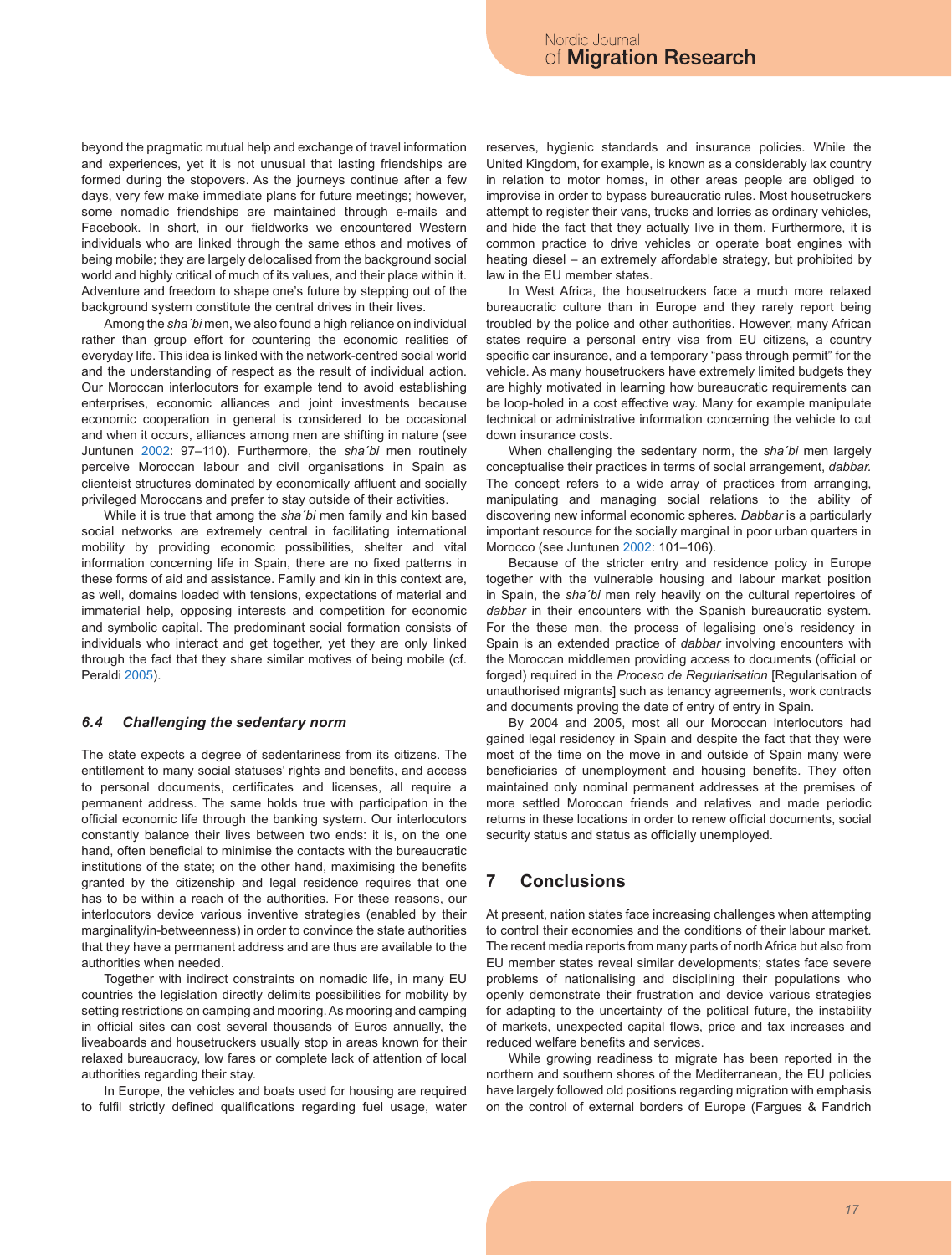beyond the pragmatic mutual help and exchange of travel information and experiences, yet it is not unusual that lasting friendships are formed during the stopovers. As the journeys continue after a few days, very few make immediate plans for future meetings; however, some nomadic friendships are maintained through e-mails and Facebook. In short, in our fieldworks we encountered Western individuals who are linked through the same ethos and motives of being mobile; they are largely delocalised from the background social world and highly critical of much of its values, and their place within it. Adventure and freedom to shape one's future by stepping out of the background system constitute the central drives in their lives.

Among the *sha´bi* men, we also found a high reliance on individual rather than group effort for countering the economic realities of everyday life. This idea is linked with the network-centred social world and the understanding of respect as the result of individual action. Our Moroccan interlocutors for example tend to avoid establishing enterprises, economic alliances and joint investments because economic cooperation in general is considered to be occasional and when it occurs, alliances among men are shifting in nature (see Juntunen 2002: 97–110). Furthermore, the *sha´bi* men routinely perceive Moroccan labour and civil organisations in Spain as clienteist structures dominated by economically affluent and socially privileged Moroccans and prefer to stay outside of their activities.

While it is true that among the *sha´bi* men family and kin based social networks are extremely central in facilitating international mobility by providing economic possibilities, shelter and vital information concerning life in Spain, there are no fixed patterns in these forms of aid and assistance. Family and kin in this context are, as well, domains loaded with tensions, expectations of material and immaterial help, opposing interests and competition for economic and symbolic capital. The predominant social formation consists of individuals who interact and get together, yet they are only linked through the fact that they share similar motives of being mobile (cf. Peraldi 2005).

### *6.4 Challenging the sedentary norm*

The state expects a degree of sedentariness from its citizens. The entitlement to many social statuses' rights and benefits, and access to personal documents, certificates and licenses, all require a permanent address. The same holds true with participation in the official economic life through the banking system. Our interlocutors constantly balance their lives between two ends: it is, on the one hand, often beneficial to minimise the contacts with the bureaucratic institutions of the state; on the other hand, maximising the benefits granted by the citizenship and legal residence requires that one has to be within a reach of the authorities. For these reasons, our interlocutors device various inventive strategies (enabled by their marginality/in-betweenness) in order to convince the state authorities that they have a permanent address and are thus available to the authorities when needed.

Together with indirect constraints on nomadic life, in many EU countries the legislation directly delimits possibilities for mobility by setting restrictions on camping and mooring. As mooring and camping in official sites can cost several thousands of Euros annually, the liveaboards and housetruckers usually stop in areas known for their relaxed bureaucracy, low fares or complete lack of attention of local authorities regarding their stay.

In Europe, the vehicles and boats used for housing are required to fulfil strictly defined qualifications regarding fuel usage, water reserves, hygienic standards and insurance policies. While the United Kingdom, for example, is known as a considerably lax country in relation to motor homes, in other areas people are obliged to improvise in order to bypass bureaucratic rules. Most housetruckers attempt to register their vans, trucks and lorries as ordinary vehicles, and hide the fact that they actually live in them. Furthermore, it is common practice to drive vehicles or operate boat engines with heating diesel – an extremely affordable strategy, but prohibited by law in the EU member states.

In West Africa, the housetruckers face a much more relaxed bureaucratic culture than in Europe and they rarely report being troubled by the police and other authorities. However, many African states require a personal entry visa from EU citizens, a country specific car insurance, and a temporary "pass through permit" for the vehicle. As many housetruckers have extremely limited budgets they are highly motivated in learning how bureaucratic requirements can be loop-holed in a cost effective way. Many for example manipulate technical or administrative information concerning the vehicle to cut down insurance costs.

When challenging the sedentary norm, the *sha´bi* men largely conceptualise their practices in terms of social arrangement, *dabbar.* The concept refers to a wide array of practices from arranging, manipulating and managing social relations to the ability of discovering new informal economic spheres. *Dabbar* is a particularly important resource for the socially marginal in poor urban quarters in Morocco (see Juntunen 2002: 101–106).

Because of the stricter entry and residence policy in Europe together with the vulnerable housing and labour market position in Spain, the *sha´bi* men rely heavily on the cultural repertoires of *dabbar* in their encounters with the Spanish bureaucratic system. For the these men, the process of legalising one's residency in Spain is an extended practice of *dabbar* involving encounters with the Moroccan middlemen providing access to documents (official or forged) required in the *Proceso de Regularisation* [Regularisation of unauthorised migrants] such as tenancy agreements, work contracts and documents proving the date of entry of entry in Spain.

By 2004 and 2005, most all our Moroccan interlocutors had gained legal residency in Spain and despite the fact that they were most of the time on the move in and outside of Spain many were beneficiaries of unemployment and housing benefits. They often maintained only nominal permanent addresses at the premises of more settled Moroccan friends and relatives and made periodic returns in these locations in order to renew official documents, social security status and status as officially unemployed.

## 7 Conclusions

At present, nation states face increasing challenges when attempting to control their economies and the conditions of their labour market. The recent media reports from many parts of north Africa but also from EU member states reveal similar developments; states face severe problems of nationalising and disciplining their populations who openly demonstrate their frustration and device various strategies for adapting to the uncertainty of the political future, the instability of markets, unexpected capital flows, price and tax increases and reduced welfare benefits and services.

While growing readiness to migrate has been reported in the northern and southern shores of the Mediterranean, the EU policies have largely followed old positions regarding migration with emphasis on the control of external borders of Europe (Fargues & Fandrich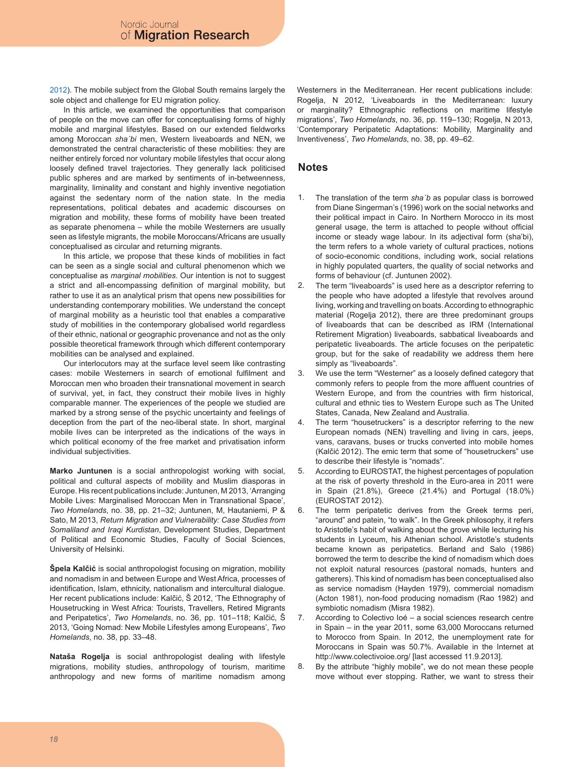2012). The mobile subject from the Global South remains largely the sole object and challenge for EU migration policy.

In this article, we examined the opportunities that comparison of people on the move can offer for conceptualising forms of highly mobile and marginal lifestyles. Based on our extended fieldworks among Moroccan *sha´bi* men, Western liveaboards and NEN, we demonstrated the central characteristic of these mobilities: they are neither entirely forced nor voluntary mobile lifestyles that occur along loosely defined travel trajectories. They generally lack politicised public spheres and are marked by sentiments of in-betweenness, marginality, liminality and constant and highly inventive negotiation against the sedentary norm of the nation state. In the media representations, political debates and academic discourses on migration and mobility, these forms of mobility have been treated as separate phenomena – while the mobile Westerners are usually seen as lifestyle migrants, the mobile Moroccans/Africans are usually conceptualised as circular and returning migrants.

In this article, we propose that these kinds of mobilities in fact can be seen as a single social and cultural phenomenon which we conceptualise as *marginal mobilities*. Our intention is not to suggest a strict and all-encompassing definition of marginal mobility, but rather to use it as an analytical prism that opens new possibilities for understanding contemporary mobilities. We understand the concept of marginal mobility as a heuristic tool that enables a comparative study of mobilities in the contemporary globalised world regardless of their ethnic, national or geographic provenance and not as the only possible theoretical framework through which different contemporary mobilities can be analysed and explained.

Our interlocutors may at the surface level seem like contrasting cases: mobile Westerners in search of emotional fulfilment and Moroccan men who broaden their transnational movement in search of survival, yet, in fact, they construct their mobile lives in highly comparable manner. The experiences of the people we studied are marked by a strong sense of the psychic uncertainty and feelings of deception from the part of the neo-liberal state. In short, marginal mobile lives can be interpreted as the indications of the ways in which political economy of the free market and privatisation inform individual subjectivities.

**Marko Juntunen** is a social anthropologist working with social, political and cultural aspects of mobility and Muslim diasporas in Europe. His recent publications include: Juntunen, M 2013, 'Arranging Mobile Lives: Marginalised Moroccan Men in Transnational Space', *Two Homelands*, no. 38, pp. 21–32; Juntunen, M, Hautaniemi, P & Sato, M 2013, *Return Migration and Vulnerability: Case Studies from Somaliland and Iraqi Kurdistan*, Development Studies, Department of Political and Economic Studies, Faculty of Social Sciences, University of Helsinki.

**Špela Kalčić** is social anthropologist focusing on migration, mobility and nomadism in and between Europe and West Africa, processes of identification, Islam, ethnicity, nationalism and intercultural dialogue. Her recent publications include: Kalčić, Š 2012, 'The Ethnography of Housetrucking in West Africa: Tourists, Travellers, Retired Migrants and Peripatetics', *Two Homelands*, no. 36, pp. 101–118; Kalčić, Š 2013, 'Going Nomad: New Mobile Lifestyles among Europeans', *Two Homelands*, no. 38, pp. 33–48.

**Nataša Rogelja** is social anthropologist dealing with lifestyle migrations, mobility studies, anthropology of tourism, maritime anthropology and new forms of maritime nomadism among Westerners in the Mediterranean. Her recent publications include: Rogelja, N 2012, 'Liveaboards in the Mediterranean: luxury or marginality? Ethnographic reflections on maritime lifestyle migrations', *Two Homelands*, no. 36, pp. 119–130; Rogelja, N 2013, 'Contemporary Peripatetic Adaptations: Mobility, Marginality and Inventiveness', *Two Homelands*, no. 38, pp. 49–62.

## Notes

1. The translation of the term *sha´b* as popular class is borrowed from Diane Singerman's (1996) work on the social networks and their political impact in Cairo. In Northern Morocco in its most general usage, the term is attached to people without official income or steady wage labour. In its adjectival form (sha'bi), the term refers to a whole variety of cultural practices, notions of socio-economic conditions, including work, social relations in highly populated quarters, the quality of social networks and forms of behaviour (cf. Juntunen 2002).
2. The term "liveaboards" is used here as a descriptor referring to the people who have adopted a lifestyle that revolves around living, working and travelling on boats. According to ethnographic material (Rogelja 2012), there are three predominant groups of liveaboards that can be described as IRM (International Retirement Migration) liveaboards, sabbatical liveaboards and peripatetic liveaboards. The article focuses on the peripatetic group, but for the sake of readability we address them here simply as "liveaboards".
3. We use the term "Westerner" as a loosely defined category that commonly refers to people from the more affluent countries of Western Europe, and from the countries with firm historical, cultural and ethnic ties to Western Europe such as The United States, Canada, New Zealand and Australia.
4. The term "housetruckers" is a descriptor referring to the new European nomads (NEN) travelling and living in cars, jeeps, vans, caravans, buses or trucks converted into mobile homes (Kalčić 2012). The emic term that some of "housetruckers" use to describe their lifestyle is "nomads".
5. According to EUROSTAT, the highest percentages of population at the risk of poverty threshold in the Euro-area in 2011 were in Spain (21.8%), Greece (21.4%) and Portugal (18.0%) (EUROSTAT 2012).
6. The term peripatetic derives from the Greek terms peri, "around" and patein, "to walk". In the Greek philosophy, it refers to Aristotle's habit of walking about the grove while lecturing his students in Lyceum, his Athenian school. Aristotle's students became known as peripatetics. Berland and Salo (1986) borrowed the term to describe the kind of nomadism which does not exploit natural resources (pastoral nomads, hunters and gatherers). This kind of nomadism has been conceptualised also as service nomadism (Hayden 1979), commercial nomadism (Acton 1981), non-food producing nomadism (Rao 1982) and symbiotic nomadism (Misra 1982).
7. According to Colectivo Ioé – a social sciences research centre in Spain – in the year 2011, some 63,000 Moroccans returned to Morocco from Spain. In 2012, the unemployment rate for Moroccans in Spain was 50.7%. Available in the Internet at http://www.colectivoioe.org/ [last accessed 11.9.2013].
8. By the attribute "highly mobile", we do not mean these people move without ever stopping. Rather, we want to stress their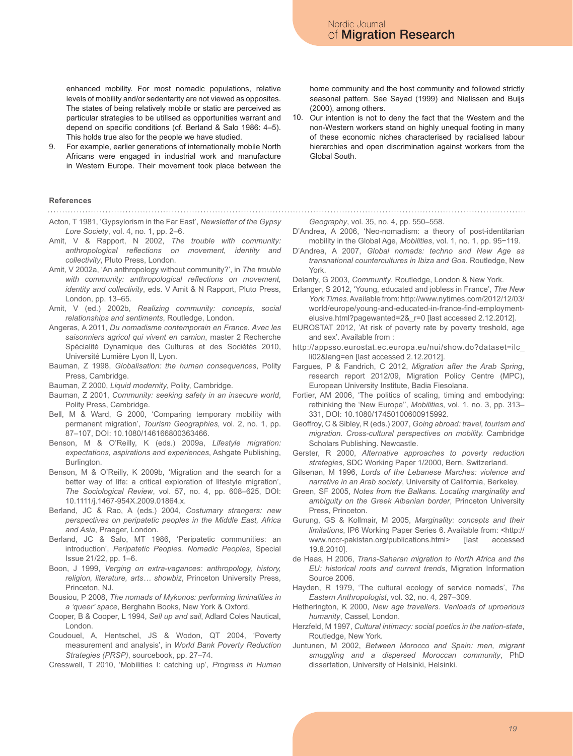enhanced mobility. For most nomadic populations, relative levels of mobility and/or sedentarity are not viewed as opposites. The states of being relatively mobile or static are perceived as particular strategies to be utilised as opportunities warrant and depend on specific conditions (cf. Berland & Salo 1986: 4–5). This holds true also for the people we have studied.

9. For example, earlier generations of internationally mobile North Africans were engaged in industrial work and manufacture in Western Europe. Their movement took place between the home community and the host community and followed strictly seasonal pattern. See Sayad (1999) and Nielissen and Buijs (2000), among others.

10. Our intention is not to deny the fact that the Western and the non-Western workers stand on highly unequal footing in many of these economic niches characterised by racialised labour hierarchies and open discrimination against workers from the Global South.

### References

Acton, T 1981, 'Gypsylorism in the Far East', *Newsletter of the Gypsy Lore Society*, vol. 4, no. 1, pp. 2–6.

Amit, V & Rapport, N 2002, *The trouble with community: anthropological reflections on movement, identity and collectivity*, Pluto Press, London.

Amit, V 2002a, 'An anthropology without community?', in *The trouble with community: anthropological reflections on movement, identity and collectivity*, eds. V Amit & N Rapport, Pluto Press, London, pp. 13–65.

Amit, V (ed.) 2002b, *Realizing community: concepts, social relationships and sentiments*, Routledge, London.

Angeras, A 2011, *Du nomadisme contemporain en France. Avec les saisonniers agricol qui vivent en camion*, master 2 Recherche Spécialité Dynamique des Cultures et des Sociétés 2010, Université Lumière Lyon II, Lyon.

Bauman, Z 1998, *Globalisation: the human consequences*, Polity Press, Cambridge.

Bauman, Z 2000, *Liquid modernity*, Polity, Cambridge.

Bauman, Z 2001, *Community: seeking safety in an insecure world*, Polity Press, Cambridge.

Bell, M & Ward, G 2000, 'Comparing temporary mobility with permanent migration', *Tourism Geographies*, vol. 2, no. 1, pp. 87–107, DOI: 10.1080/146166800363466.

Benson, M & O'Reilly, K (eds.) 2009a, *Lifestyle migration: expectations, aspirations and experiences*, Ashgate Publishing, Burlington.

Benson, M & O'Reilly, K 2009b, 'Migration and the search for a better way of life: a critical exploration of lifestyle migration', *The Sociological Review*, vol. 57, no. 4, pp. 608–625, DOI: 10.1111/j.1467-954X.2009.01864.x.

Berland, JC & Rao, A (eds.) 2004, *Costumary strangers: new perspectives on peripatetic peoples in the Middle East, Africa and Asia*, Praeger, London.

Berland, JC & Salo, MT 1986, 'Peripatetic communities: an introduction', *Peripatetic Peoples. Nomadic Peoples*, Special Issue 21/22, pp. 1–6.

Boon, J 1999, *Verging on extra-vagances: anthropology, history, religion, literature, arts… showbiz*, Princeton University Press, Princeton, NJ.

Bousiou, P 2008, *The nomads of Mykonos: performing liminalities in a 'queer' space*, Berghahn Books, New York & Oxford.

Cooper, B & Cooper, L 1994, *Sell up and sail*, Adlard Coles Nautical, London.

Coudouel, A, Hentschel, JS & Wodon, QT 2004, 'Poverty measurement and analysis', in *World Bank Poverty Reduction Strategies (PRSP)*, sourcebook, pp. 27–74.

Cresswell, T 2010, 'Mobilities I: catching up', *Progress in Human Geography*, vol. 35, no. 4, pp. 550–558.

D'Andrea, A 2006, 'Neo-nomadism: a theory of post-identitarian mobility in the Global Age, *Mobilities*, vol. 1, no. 1, pp. 95−119.

D'Andrea, A 2007, *Global nomads: techno and New Age as transnational countercultures in Ibiza and Goa*. Routledge, New York.

Delanty, G 2003, *Community*, Routledge, London & New York.

Erlanger, S 2012, 'Young, educated and jobless in France', *The New York Times*. Available from: http://www.nytimes.com/2012/12/03/world/europe/young-and-educated-in-france-find-employment-elusive.html?pagewanted=2&_r=0 [last accessed 2.12.2012].

EUROSTAT 2012, 'At risk of poverty rate by poverty treshold, age and sex'. Available from :
http://appsso.eurostat.ec.europa.eu/nui/show.do?dataset=ilc_li02&lang=en [last accessed 2.12.2012].

Fargues, P & Fandrich, C 2012, *Migration after the Arab Spring*, research report 2012/09, Migration Policy Centre (MPC), European University Institute, Badia Fiesolana.

Fortier, AM 2006, 'The politics of scaling, timing and embodying: rethinking the 'New Europe'', *Mobilities*, vol. 1, no. 3, pp. 313–331, DOI: 10.1080/17450100600915992.

Geoffroy, C & Sibley, R (eds.) 2007, *Going abroad: travel, tourism and migration. Cross-cultural perspectives on mobility.* Cambridge Scholars Publishing. Newcastle.

Gerster, R 2000, *Alternative approaches to poverty reduction strategies*, SDC Working Paper 1/2000, Bern, Switzerland.

Gilsenan, M 1996, *Lords of the Lebanese Marches: violence and narrative in an Arab society*, University of California, Berkeley.

Green, SF 2005, *Notes from the Balkans. Locating marginality and ambiguity on the Greek Albanian border*, Princeton University Press, Princeton.

Gurung, GS & Kollmair, M 2005, *Marginality: concepts and their limitations*, IP6 Working Paper Series 6. Available from: <http://www.nccr-pakistan.org/publications.html> [last accessed 19.8.2010].

de Haas, H 2006, *Trans-Saharan migration to North Africa and the EU: historical roots and current trends*, Migration Information Source 2006.

Hayden, R 1979, 'The cultural ecology of service nomads', *The Eastern Anthropologist*, vol. 32, no. 4, 297–309.

Hetherington, K 2000, *New age travellers. Vanloads of uproarious humanity*, Cassel, London.

Herzfeld, M 1997, *Cultural intimacy: social poetics in the nation-state*, Routledge, New York.

Juntunen, M 2002, *Between Morocco and Spain: men, migrant smuggling and a dispersed Moroccan community*, PhD dissertation, University of Helsinki, Helsinki.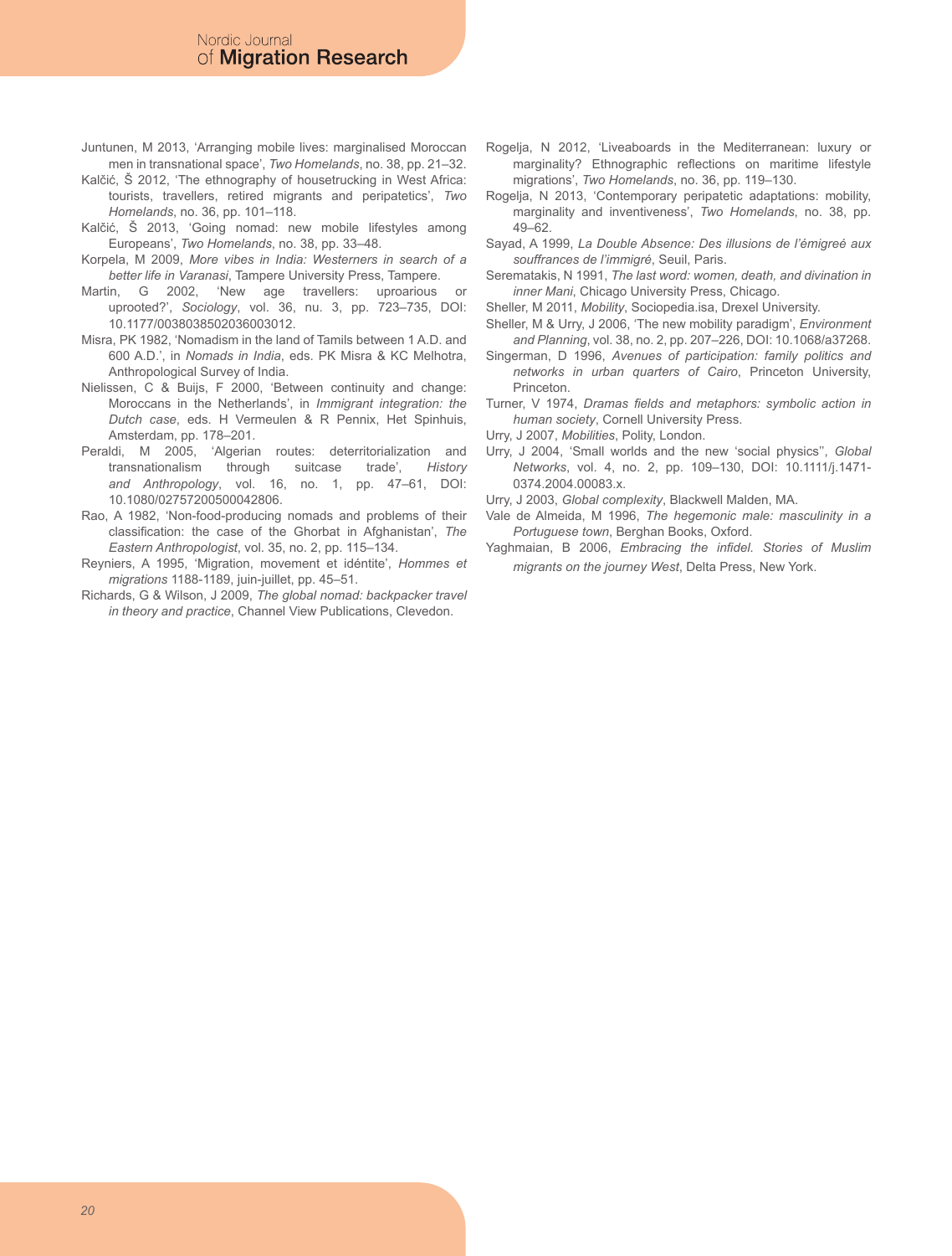Juntunen, M 2013, 'Arranging mobile lives: marginalised Moroccan men in transnational space', *Two Homelands*, no. 38, pp. 21–32.

Kalčić, Š 2012, 'The ethnography of housetrucking in West Africa: tourists, travellers, retired migrants and peripatetics', *Two Homelands*, no. 36, pp. 101–118.

Kalčić, Š 2013, 'Going nomad: new mobile lifestyles among Europeans', *Two Homelands*, no. 38, pp. 33–48.

Korpela, M 2009, *More vibes in India: Westerners in search of a better life in Varanasi*, Tampere University Press, Tampere.

Martin, G 2002, 'New age travellers: uproarious or uprooted?', *Sociology*, vol. 36, nu. 3, pp. 723–735, DOI: 10.1177/003803850203600301 2.

Misra, PK 1982, 'Nomadism in the land of Tamils between 1 A.D. and 600 A.D.', in *Nomads in India*, eds. PK Misra & KC Melhotra, Anthropological Survey of India.

Nielissen, C & Buijs, F 2000, 'Between continuity and change: Moroccans in the Netherlands', in *Immigrant integration: the Dutch case*, eds. H Vermeulen & R Pennix, Het Spinhuis, Amsterdam, pp. 178–201.

Peraldi, M 2005, 'Algerian routes: deterritorialization and transnationalism through suitcase trade', *History and Anthropology*, vol. 16, no. 1, pp. 47–61, DOI: 10.1080/02757200500042806.

Rao, A 1982, 'Non-food-producing nomads and problems of their classification: the case of the Ghorbat in Afghanistan', *The Eastern Anthropologist*, vol. 35, no. 2, pp. 115–134.

Reyniers, A 1995, 'Migration, movement et idéntite', *Hommes et migrations* 1188-1189, juin-juillet, pp. 45–51.

Richards, G & Wilson, J 2009, *The global nomad: backpacker travel in theory and practice*, Channel View Publications, Clevedon.

Rogelja, N 2012, 'Liveaboards in the Mediterranean: luxury or marginality? Ethnographic reflections on maritime lifestyle migrations', *Two Homelands*, no. 36, pp. 119–130.

Rogelja, N 2013, 'Contemporary peripatetic adaptations: mobility, marginality and inventiveness', *Two Homelands*, no. 38, pp. 49–62.

Sayad, A 1999, *La Double Absence: Des illusions de l'émigreé aux souffrances de l'immigré*, Seuil, Paris.

Seremetakis, N 1991, *The last word: women, death, and divination in inner Mani*, Chicago University Press, Chicago.

Sheller, M 2011, *Mobility*, Sociopedia.isa, Drexel University.

Sheller, M & Urry, J 2006, 'The new mobility paradigm', *Environment and Planning*, vol. 38, no. 2, pp. 207–226, DOI: 10.1068/a37268.

Singerman, D 1996, *Avenues of participation: family politics and networks in urban quarters of Cairo*, Princeton University, Princeton.

Turner, V 1974, *Dramas fields and metaphors: symbolic action in human society*, Cornell University Press.

Urry, J 2007, *Mobilities*, Polity, London.

Urry, J 2004, 'Small worlds and the new 'social physics'', *Global Networks*, vol. 4, no. 2, pp. 109–130, DOI: 10.1111/j.1471-0374.2004.00083.x.

Urry, J 2003, *Global complexity*, Blackwell Malden, MA.

Vale de Almeida, M 1996, *The hegemonic male: masculinity in a Portuguese town*, Berghan Books, Oxford.

Yaghmaian, B 2006, *Embracing the infidel. Stories of Muslim migrants on the journey West*, Delta Press, New York.